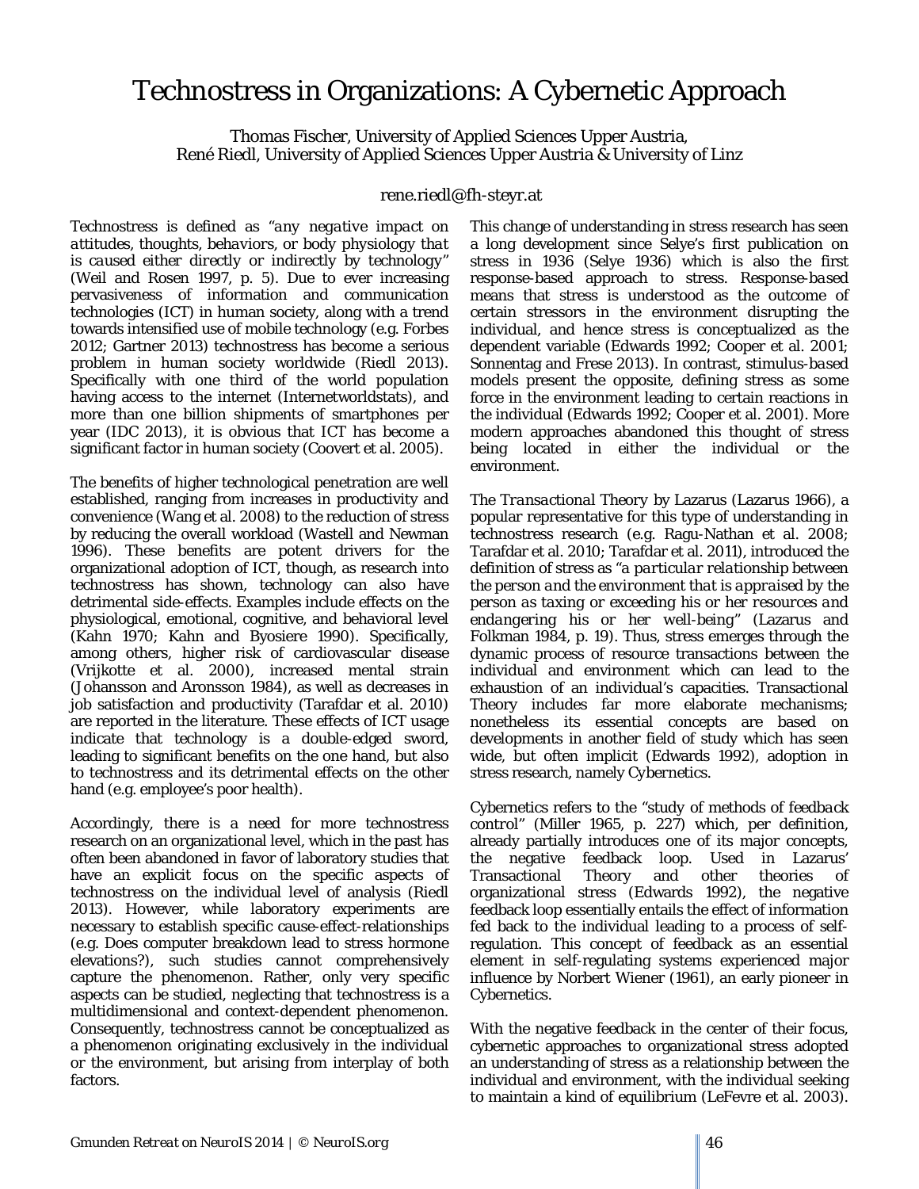# Technostress in Organizations: A Cybernetic Approach

Thomas Fischer, University of Applied Sciences Upper Austria,
René Riedl, University of Applied Sciences Upper Austria & University of Linz

rene.riedl@fh-steyr.at

Technostress is defined as "*any negative impact on attitudes, thoughts, behaviors, or body physiology that is caused either directly or indirectly by technology*" (Weil and Rosen 1997, p. 5). Due to ever increasing pervasiveness of information and communication technologies (ICT) in human society, along with a trend towards intensified use of mobile technology (e.g. Forbes 2012; Gartner 2013) technostress has become a serious problem in human society worldwide (Riedl 2013). Specifically with one third of the world population having access to the internet (Internetworldstats), and more than one billion shipments of smartphones per year (IDC 2013), it is obvious that ICT has become a significant factor in human society (Coovert et al. 2005).

The benefits of higher technological penetration are well established, ranging from increases in productivity and convenience (Wang et al. 2008) to the reduction of stress by reducing the overall workload (Wastell and Newman 1996). These benefits are potent drivers for the organizational adoption of ICT, though, as research into technostress has shown, technology can also have detrimental side-effects. Examples include effects on the physiological, emotional, cognitive, and behavioral level (Kahn 1970; Kahn and Byosiere 1990). Specifically, among others, higher risk of cardiovascular disease (Vrijkotte et al. 2000), increased mental strain (Johansson and Aronsson 1984), as well as decreases in job satisfaction and productivity (Tarafdar et al. 2010) are reported in the literature. These effects of ICT usage indicate that technology is a double-edged sword, leading to significant benefits on the one hand, but also to technostress and its detrimental effects on the other hand (e.g. employee's poor health).

Accordingly, there is a need for more technostress research on an organizational level, which in the past has often been abandoned in favor of laboratory studies that have an explicit focus on the specific aspects of technostress on the individual level of analysis (Riedl 2013). However, while laboratory experiments are necessary to establish specific cause-effect-relationships (e.g. Does computer breakdown lead to stress hormone elevations?), such studies cannot comprehensively capture the phenomenon. Rather, only very specific aspects can be studied, neglecting that technostress is a multidimensional and context-dependent phenomenon. Consequently, technostress cannot be conceptualized as a phenomenon originating exclusively in the individual or the environment, but arising from interplay of both factors.

This change of understanding in stress research has seen a long development since Selye's first publication on stress in 1936 (Selye 1936) which is also the first response-based approach to stress. *Response-based* means that stress is understood as the outcome of certain stressors in the environment disrupting the individual, and hence stress is conceptualized as the dependent variable (Edwards 1992; Cooper et al. 2001; Sonnentag and Frese 2013). In contrast, *stimulus-based* models present the opposite, defining stress as some force in the environment leading to certain reactions in the individual (Edwards 1992; Cooper et al. 2001). More modern approaches abandoned this thought of stress being located in either the individual or the environment.

The *Transactional Theory* by Lazarus (Lazarus 1966), a popular representative for this type of understanding in technostress research (e.g. Ragu-Nathan et al. 2008; Tarafdar et al. 2010; Tarafdar et al. 2011), introduced the definition of stress as "*a particular relationship between the person and the environment that is appraised by the person as taxing or exceeding his or her resources and endangering his or her well-being*" (Lazarus and Folkman 1984, p. 19). Thus, stress emerges through the dynamic process of resource transactions between the individual and environment which can lead to the exhaustion of an individual's capacities. Transactional Theory includes far more elaborate mechanisms; nonetheless its essential concepts are based on developments in another field of study which has seen wide, but often implicit (Edwards 1992), adoption in stress research, namely Cybernetics.

Cybernetics refers to the "*study of methods of feedback control*" (Miller 1965, p. 227) which, per definition, already partially introduces one of its major concepts, the negative feedback loop. Used in Lazarus' Transactional Theory and other theories of organizational stress (Edwards 1992), the negative feedback loop essentially entails the effect of information fed back to the individual leading to a process of self-regulation. This concept of feedback as an essential element in self-regulating systems experienced major influence by Norbert Wiener (1961), an early pioneer in Cybernetics.

With the negative feedback in the center of their focus, cybernetic approaches to organizational stress adopted an understanding of stress as a relationship between the individual and environment, with the individual seeking to maintain a kind of equilibrium (LeFevre et al. 2003).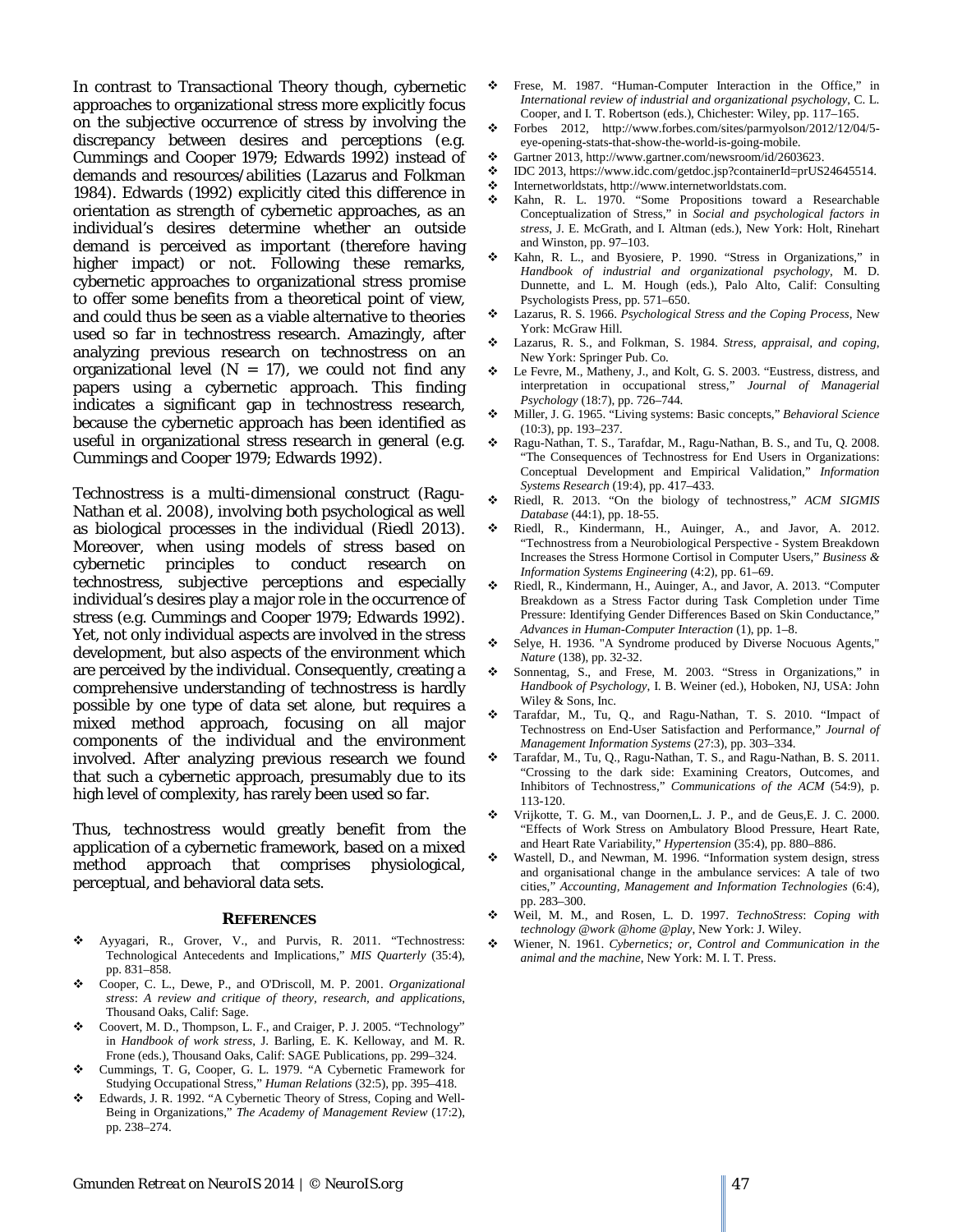In contrast to Transactional Theory though, cybernetic approaches to organizational stress more explicitly focus on the subjective occurrence of stress by involving the discrepancy between desires and perceptions (e.g. Cummings and Cooper 1979; Edwards 1992) instead of demands and resources/abilities (Lazarus and Folkman 1984). Edwards (1992) explicitly cited this difference in orientation as strength of cybernetic approaches, as an individual's desires determine whether an outside demand is perceived as important (therefore having higher impact) or not. Following these remarks, cybernetic approaches to organizational stress promise to offer some benefits from a theoretical point of view, and could thus be seen as a viable alternative to theories used so far in technostress research. Amazingly, after analyzing previous research on technostress on an organizational level ($N = 17$), we could not find any papers using a cybernetic approach. This finding indicates a significant gap in technostress research, because the cybernetic approach has been identified as useful in organizational stress research in general (e.g. Cummings and Cooper 1979; Edwards 1992).

Technostress is a multi-dimensional construct (Ragu-Nathan et al. 2008), involving both psychological as well as biological processes in the individual (Riedl 2013). Moreover, when using models of stress based on cybernetic principles to conduct research on technostress, subjective perceptions and especially individual's desires play a major role in the occurrence of stress (e.g. Cummings and Cooper 1979; Edwards 1992). Yet, not only individual aspects are involved in the stress development, but also aspects of the environment which are perceived by the individual. Consequently, creating a comprehensive understanding of technostress is hardly possible by one type of data set alone, but requires a mixed method approach, focusing on all major components of the individual and the environment involved. After analyzing previous research we found that such a cybernetic approach, presumably due to its high level of complexity, has rarely been used so far.

Thus, technostress would greatly benefit from the application of a cybernetic framework, based on a mixed method approach that comprises physiological, perceptual, and behavioral data sets.

## REFERENCES

- Ayyagari, R., Grover, V., and Purvis, R. 2011. "Technostress: Technological Antecedents and Implications," *MIS Quarterly* (35:4), pp. 831–858.
- Cooper, C. L., Dewe, P., and O'Driscoll, M. P. 2001. *Organizational stress: A review and critique of theory, research, and applications*, Thousand Oaks, Calif: Sage.
- Coovert, M. D., Thompson, L. F., and Craiger, P. J. 2005. "Technology" in *Handbook of work stress*, J. Barling, E. K. Kelloway, and M. R. Frone (eds.), Thousand Oaks, Calif: SAGE Publications, pp. 299–324.
- Cummings, T. G, Cooper, G. L. 1979. "A Cybernetic Framework for Studying Occupational Stress," *Human Relations* (32:5), pp. 395–418.
- Edwards, J. R. 1992. "A Cybernetic Theory of Stress, Coping and Well-Being in Organizations," *The Academy of Management Review* (17:2), pp. 238–274.
- Frese, M. 1987. "Human-Computer Interaction in the Office," in *International review of industrial and organizational psychology*, C. L. Cooper, and I. T. Robertson (eds.), Chichester: Wiley, pp. 117–165.
- Forbes 2012, http://www.forbes.com/sites/parmyolson/2012/12/04/5-eye-opening-stats-that-show-the-world-is-going-mobile.
- Gartner 2013, http://www.gartner.com/newsroom/id/2603623.
- IDC 2013, https://www.idc.com/getdoc.jsp?containerId=prUS24645514.
- Internetworldstats, http://www.internetworldstats.com.
- Kahn, R. L. 1970. "Some Propositions toward a Researchable Conceptualization of Stress," in *Social and psychological factors in stress*, J. E. McGrath, and I. Altman (eds.), New York: Holt, Rinehart and Winston, pp. 97–103.
- Kahn, R. L., and Byosiere, P. 1990. "Stress in Organizations," in *Handbook of industrial and organizational psychology*, M. D. Dunnette, and L. M. Hough (eds.), Palo Alto, Calif: Consulting Psychologists Press, pp. 571–650.
- Lazarus, R. S. 1966. *Psychological Stress and the Coping Process*, New York: McGraw Hill.
- Lazarus, R. S., and Folkman, S. 1984. *Stress, appraisal, and coping*, New York: Springer Pub. Co.
- Le Fevre, M., Matheny, J., and Kolt, G. S. 2003. "Eustress, distress, and interpretation in occupational stress," *Journal of Managerial Psychology* (18:7), pp. 726–744.
- Miller, J. G. 1965. "Living systems: Basic concepts," *Behavioral Science* (10:3), pp. 193–237.
- Ragu-Nathan, T. S., Tarafdar, M., Ragu-Nathan, B. S., and Tu, Q. 2008. "The Consequences of Technostress for End Users in Organizations: Conceptual Development and Empirical Validation," *Information Systems Research* (19:4), pp. 417–433.
- Riedl, R. 2013. "On the biology of technostress," *ACM SIGMIS Database* (44:1), pp. 18-55.
- Riedl, R., Kindermann, H., Auinger, A., and Javor, A. 2012. "Technostress from a Neurobiological Perspective - System Breakdown Increases the Stress Hormone Cortisol in Computer Users," *Business & Information Systems Engineering* (4:2), pp. 61–69.
- Riedl, R., Kindermann, H., Auinger, A., and Javor, A. 2013. "Computer Breakdown as a Stress Factor during Task Completion under Time Pressure: Identifying Gender Differences Based on Skin Conductance," *Advances in Human-Computer Interaction* (1), pp. 1–8.
- Selye, H. 1936. "A Syndrome produced by Diverse Nocuous Agents," *Nature* (138), pp. 32-32.
- Sonnentag, S., and Frese, M. 2003. "Stress in Organizations," in *Handbook of Psychology*, I. B. Weiner (ed.), Hoboken, NJ, USA: John Wiley & Sons, Inc.
- Tarafdar, M., Tu, Q., and Ragu-Nathan, T. S. 2010. "Impact of Technostress on End-User Satisfaction and Performance," *Journal of Management Information Systems* (27:3), pp. 303–334.
- Tarafdar, M., Tu, Q., Ragu-Nathan, T. S., and Ragu-Nathan, B. S. 2011. "Crossing to the dark side: Examining Creators, Outcomes, and Inhibitors of Technostress," *Communications of the ACM* (54:9), p. 113-120.
- Vrijkotte, T. G. M., van Doornen,L. J. P., and de Geus,E. J. C. 2000. "Effects of Work Stress on Ambulatory Blood Pressure, Heart Rate, and Heart Rate Variability," *Hypertension* (35:4), pp. 880–886.
- Wastell, D., and Newman, M. 1996. "Information system design, stress and organisational change in the ambulance services: A tale of two cities," *Accounting, Management and Information Technologies* (6:4), pp. 283–300.
- Weil, M. M., and Rosen, L. D. 1997. *TechnoStress: Coping with technology @work @home @play*, New York: J. Wiley.
- Wiener, N. 1961. *Cybernetics; or, Control and Communication in the animal and the machine*, New York: M. I. T. Press.